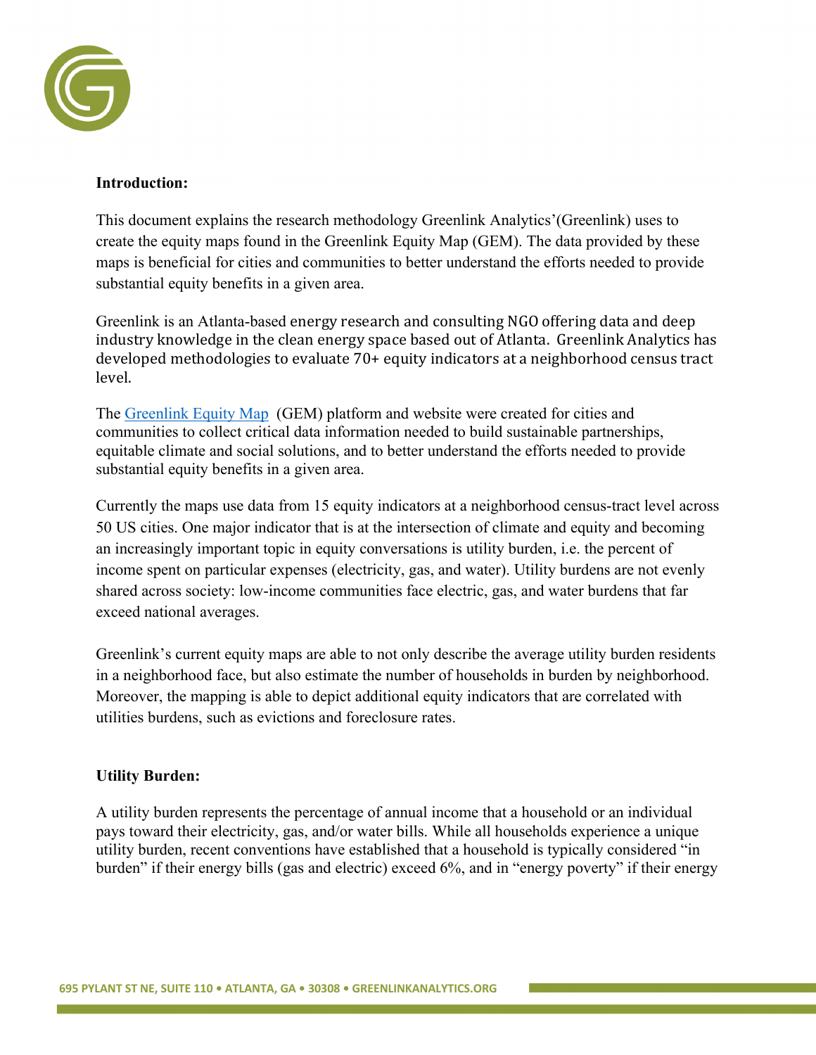**Introduction:**

This document explains the research methodology Greenlink Analytics'(Greenlink) uses to create the equity maps found in the Greenlink Equity Map (GEM). The data provided by these maps is beneficial for cities and communities to better understand the efforts needed to provide substantial equity benefits in a given area.

Greenlink is an Atlanta-based energy research and consulting NGO offering data and deep industry knowledge in the clean energy space based out of Atlanta. Greenlink Analytics has developed methodologies to evaluate 70+ equity indicators at a neighborhood census tract level.

The [Greenlink Equity Map](Greenlink Equity Map) (GEM) platform and website were created for cities and communities to collect critical data information needed to build sustainable partnerships, equitable climate and social solutions, and to better understand the efforts needed to provide substantial equity benefits in a given area.

Currently the maps use data from 15 equity indicators at a neighborhood census-tract level across 50 US cities. One major indicator that is at the intersection of climate and equity and becoming an increasingly important topic in equity conversations is utility burden, i.e. the percent of income spent on particular expenses (electricity, gas, and water). Utility burdens are not evenly shared across society: low-income communities face electric, gas, and water burdens that far exceed national averages.

Greenlink's current equity maps are able to not only describe the average utility burden residents in a neighborhood face, but also estimate the number of households in burden by neighborhood. Moreover, the mapping is able to depict additional equity indicators that are correlated with utilities burdens, such as evictions and foreclosure rates.

**Utility Burden:**

A utility burden represents the percentage of annual income that a household or an individual pays toward their electricity, gas, and/or water bills. While all households experience a unique utility burden, recent conventions have established that a household is typically considered "in burden" if their energy bills (gas and electric) exceed 6%, and in "energy poverty" if their energy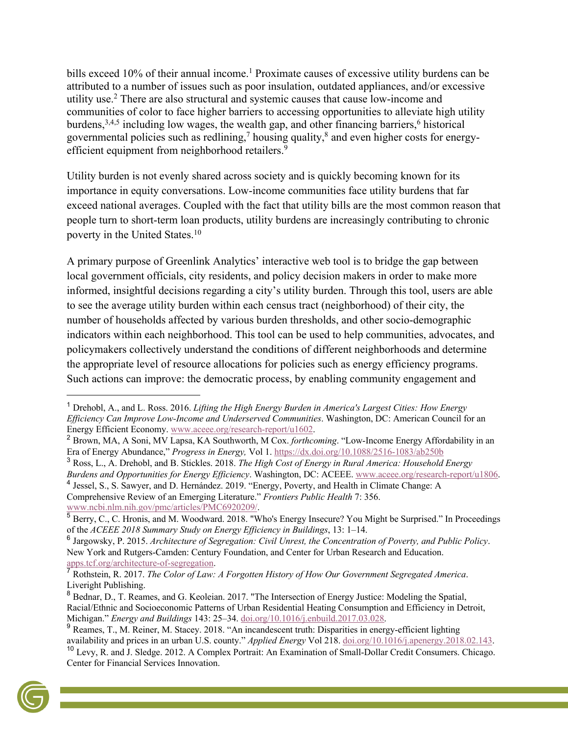bills exceed 10% of their annual income.[1] Proximate causes of excessive utility burdens can be attributed to a number of issues such as poor insulation, outdated appliances, and/or excessive utility use.[2] There are also structural and systemic causes that cause low-income and communities of color to face higher barriers to accessing opportunities to alleviate high utility burdens,[3,4,5] including low wages, the wealth gap, and other financing barriers,[6] historical governmental policies such as redlining,[7] housing quality,[8] and even higher costs for energy-efficient equipment from neighborhood retailers.[9]

Utility burden is not evenly shared across society and is quickly becoming known for its importance in equity conversations. Low-income communities face utility burdens that far exceed national averages. Coupled with the fact that utility bills are the most common reason that people turn to short-term loan products, utility burdens are increasingly contributing to chronic poverty in the United States.[10]

A primary purpose of Greenlink Analytics' interactive web tool is to bridge the gap between local government officials, city residents, and policy decision makers in order to make more informed, insightful decisions regarding a city's utility burden. Through this tool, users are able to see the average utility burden within each census tract (neighborhood) of their city, the number of households affected by various burden thresholds, and other socio-demographic indicators within each neighborhood. This tool can be used to help communities, advocates, and policymakers collectively understand the conditions of different neighborhoods and determine the appropriate level of resource allocations for policies such as energy efficiency programs. Such actions can improve: the democratic process, by enabling community engagement and

---

[1] Drehobl, A., and L. Ross. 2016. *Lifting the High Energy Burden in America's Largest Cities: How Energy Efficiency Can Improve Low-Income and Underserved Communities*. Washington, DC: American Council for an Energy Efficient Economy. www.aceee.org/research-report/u1602.

[2] Brown, MA, A Soni, MV Lapsa, KA Southworth, M Cox. *forthcoming*. "Low-Income Energy Affordability in an Era of Energy Abundance," *Progress in Energy,* Vol 1. https://dx.doi.org/10.1088/2516-1083/ab250b

[3] Ross, L., A. Drehobl, and B. Stickles. 2018. *The High Cost of Energy in Rural America: Household Energy Burdens and Opportunities for Energy Efficiency*. Washington, DC: ACEEE. www.aceee.org/research-report/u1806.

[4] Jessel, S., S. Sawyer, and D. Hernández. 2019. "Energy, Poverty, and Health in Climate Change: A Comprehensive Review of an Emerging Literature." *Frontiers Public Health* 7: 356. www.ncbi.nlm.nih.gov/pmc/articles/PMC6920209/.

[5] Berry, C., C. Hronis, and M. Woodward. 2018. "Who's Energy Insecure? You Might be Surprised." In Proceedings of the *ACEEE 2018 Summary Study on Energy Efficiency in Buildings*, 13: 1–14.

[6] Jargowsky, P. 2015. *Architecture of Segregation: Civil Unrest, the Concentration of Poverty, and Public Policy*. New York and Rutgers-Camden: Century Foundation, and Center for Urban Research and Education. apps.tcf.org/architecture-of-segregation.

[7] Rothstein, R. 2017. *The Color of Law: A Forgotten History of How Our Government Segregated America*. Liveright Publishing.

[8] Bednar, D., T. Reames, and G. Keoleian. 2017. "The Intersection of Energy Justice: Modeling the Spatial, Racial/Ethnic and Socioeconomic Patterns of Urban Residential Heating Consumption and Efficiency in Detroit, Michigan." *Energy and Buildings* 143: 25–34. doi.org/10.1016/j.enbuild.2017.03.028.

[9] Reames, T., M. Reiner, M. Stacey. 2018. "An incandescent truth: Disparities in energy-efficient lighting availability and prices in an urban U.S. county." *Applied Energy* Vol 218. doi.org/10.1016/j.apenergy.2018.02.143.

[10] Levy, R. and J. Sledge. 2012. A Complex Portrait: An Examination of Small-Dollar Credit Consumers. Chicago. Center for Financial Services Innovation.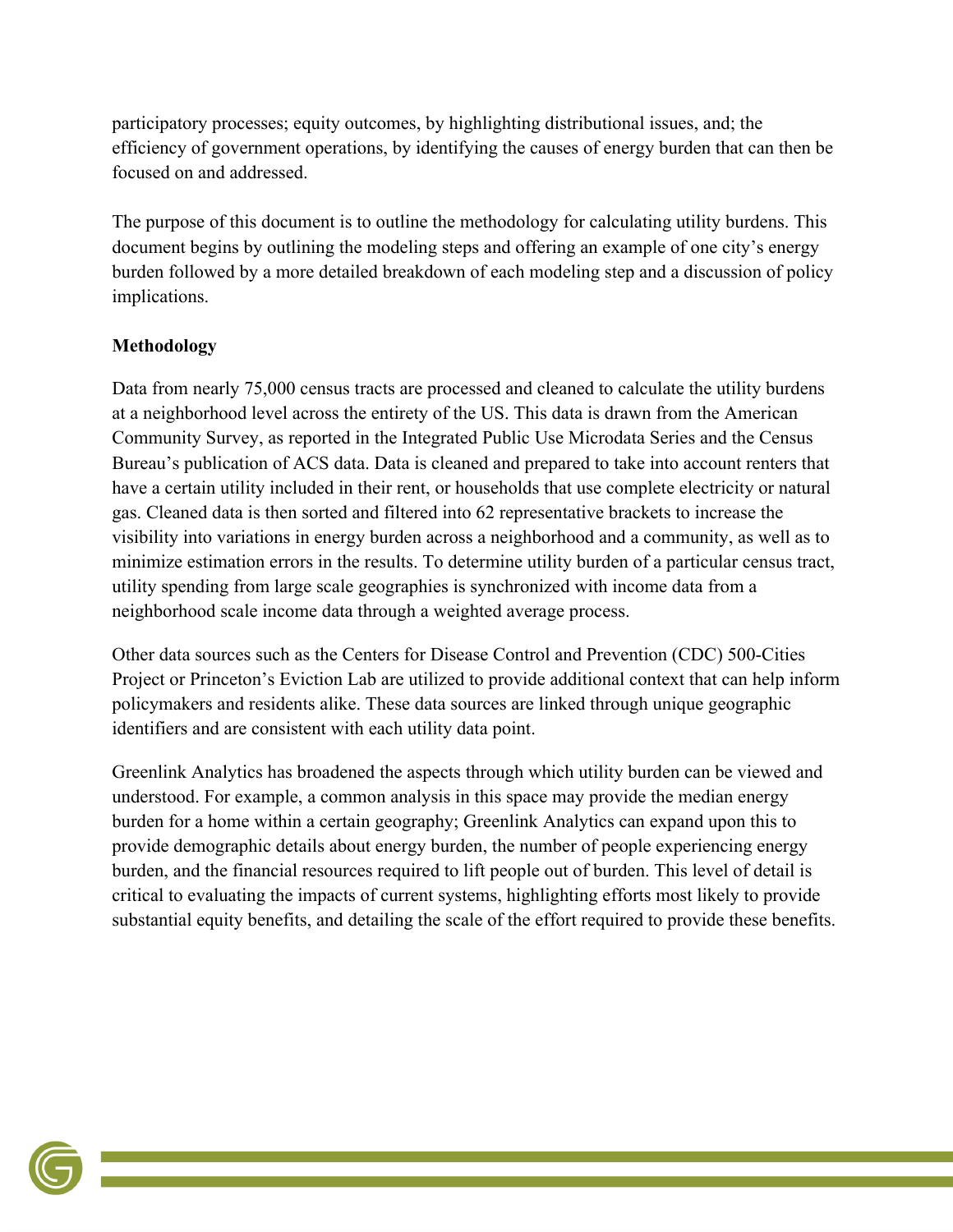participatory processes; equity outcomes, by highlighting distributional issues, and; the efficiency of government operations, by identifying the causes of energy burden that can then be focused on and addressed.

The purpose of this document is to outline the methodology for calculating utility burdens. This document begins by outlining the modeling steps and offering an example of one city's energy burden followed by a more detailed breakdown of each modeling step and a discussion of policy implications.

**Methodology**

Data from nearly 75,000 census tracts are processed and cleaned to calculate the utility burdens at a neighborhood level across the entirety of the US. This data is drawn from the American Community Survey, as reported in the Integrated Public Use Microdata Series and the Census Bureau's publication of ACS data. Data is cleaned and prepared to take into account renters that have a certain utility included in their rent, or households that use complete electricity or natural gas. Cleaned data is then sorted and filtered into 62 representative brackets to increase the visibility into variations in energy burden across a neighborhood and a community, as well as to minimize estimation errors in the results. To determine utility burden of a particular census tract, utility spending from large scale geographies is synchronized with income data from a neighborhood scale income data through a weighted average process.

Other data sources such as the Centers for Disease Control and Prevention (CDC) 500-Cities Project or Princeton's Eviction Lab are utilized to provide additional context that can help inform policymakers and residents alike. These data sources are linked through unique geographic identifiers and are consistent with each utility data point.

Greenlink Analytics has broadened the aspects through which utility burden can be viewed and understood. For example, a common analysis in this space may provide the median energy burden for a home within a certain geography; Greenlink Analytics can expand upon this to provide demographic details about energy burden, the number of people experiencing energy burden, and the financial resources required to lift people out of burden. This level of detail is critical to evaluating the impacts of current systems, highlighting efforts most likely to provide substantial equity benefits, and detailing the scale of the effort required to provide these benefits.